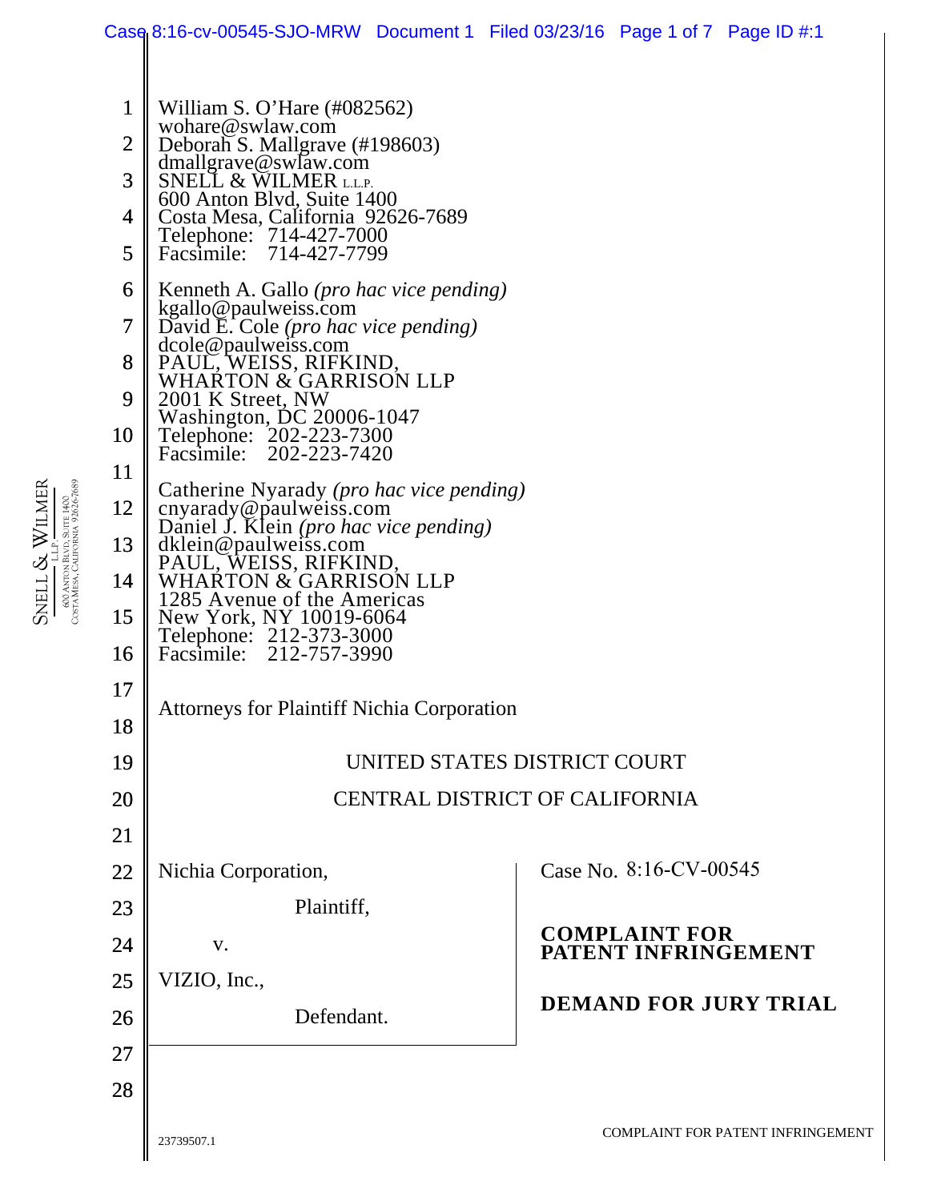William S. O'Hare (#082562)
wohare@swlaw.com
Deborah S. Mallgrave (#198603)
dmallgrave@swlaw.com
SNELL & WILMER L.L.P.
600 Anton Blvd, Suite 1400
Costa Mesa, California 92626-7689
Telephone: 714-427-7000
Facsimile: 714-427-7799

Kenneth A. Gallo *(pro hac vice pending)*
kgallo@paulweiss.com
David E. Cole *(pro hac vice pending)*
dcole@paulweiss.com
PAUL, WEISS, RIFKIND,
WHARTON & GARRISON LLP
2001 K Street, NW
Washington, DC 20006-1047
Telephone: 202-223-7300
Facsimile: 202-223-7420

Catherine Nyarady *(pro hac vice pending)*
cnyarady@paulweiss.com
Daniel J. Klein *(pro hac vice pending)*
dklein@paulweiss.com
PAUL, WEISS, RIFKIND,
WHARTON & GARRISON LLP
1285 Avenue of the Americas
New York, NY 10019-6064
Telephone: 212-373-3000
Facsimile: 212-757-3990

Attorneys for Plaintiff Nichia Corporation

UNITED STATES DISTRICT COURT

CENTRAL DISTRICT OF CALIFORNIA

| | |
|---|---|
| Nichia Corporation,<br><br>Plaintiff,<br><br>v.<br><br>VIZIO, Inc.,<br><br>Defendant. | Case No. 8:16-CV-00545<br><br>**COMPLAINT FOR PATENT INFRINGEMENT**<br><br>**DEMAND FOR JURY TRIAL** |

23739507.1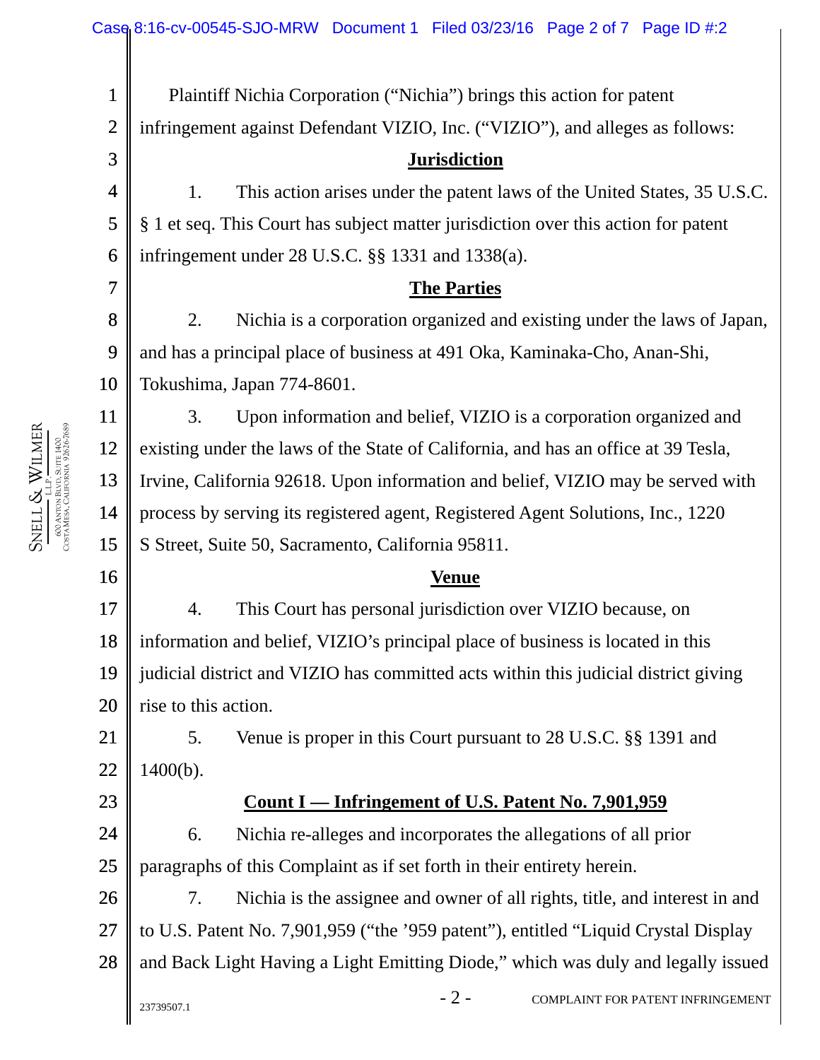Plaintiff Nichia Corporation ("Nichia") brings this action for patent infringement against Defendant VIZIO, Inc. ("VIZIO"), and alleges as follows:

## Jurisdiction

1. This action arises under the patent laws of the United States, 35 U.S.C. § 1 et seq. This Court has subject matter jurisdiction over this action for patent infringement under 28 U.S.C. §§ 1331 and 1338(a).

## The Parties

2. Nichia is a corporation organized and existing under the laws of Japan, and has a principal place of business at 491 Oka, Kaminaka-Cho, Anan-Shi, Tokushima, Japan 774-8601.

3. Upon information and belief, VIZIO is a corporation organized and existing under the laws of the State of California, and has an office at 39 Tesla, Irvine, California 92618. Upon information and belief, VIZIO may be served with process by serving its registered agent, Registered Agent Solutions, Inc., 1220 S Street, Suite 50, Sacramento, California 95811.

## Venue

4. This Court has personal jurisdiction over VIZIO because, on information and belief, VIZIO's principal place of business is located in this judicial district and VIZIO has committed acts within this judicial district giving rise to this action.

5. Venue is proper in this Court pursuant to 28 U.S.C. §§ 1391 and 1400(b).

## Count I — Infringement of U.S. Patent No. 7,901,959

6. Nichia re-alleges and incorporates the allegations of all prior paragraphs of this Complaint as if set forth in their entirety herein.

7. Nichia is the assignee and owner of all rights, title, and interest in and to U.S. Patent No. 7,901,959 ("the '959 patent"), entitled "Liquid Crystal Display and Back Light Having a Light Emitting Diode," which was duly and legally issued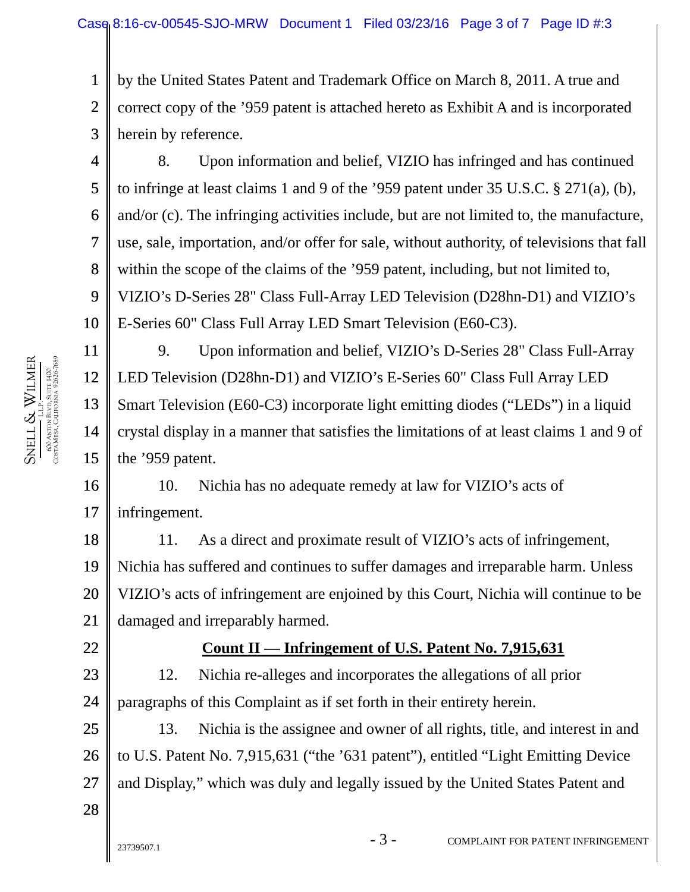by the United States Patent and Trademark Office on March 8, 2011. A true and correct copy of the ’959 patent is attached hereto as Exhibit A and is incorporated herein by reference.

8. Upon information and belief, VIZIO has infringed and has continued to infringe at least claims 1 and 9 of the ’959 patent under 35 U.S.C. § 271(a), (b), and/or (c). The infringing activities include, but are not limited to, the manufacture, use, sale, importation, and/or offer for sale, without authority, of televisions that fall within the scope of the claims of the ’959 patent, including, but not limited to, VIZIO’s D-Series 28" Class Full-Array LED Television (D28hn-D1) and VIZIO’s E-Series 60" Class Full Array LED Smart Television (E60-C3).

9. Upon information and belief, VIZIO’s D-Series 28" Class Full-Array LED Television (D28hn-D1) and VIZIO’s E-Series 60" Class Full Array LED Smart Television (E60-C3) incorporate light emitting diodes (“LEDs”) in a liquid crystal display in a manner that satisfies the limitations of at least claims 1 and 9 of the ’959 patent.

10. Nichia has no adequate remedy at law for VIZIO’s acts of infringement.

11. As a direct and proximate result of VIZIO’s acts of infringement, Nichia has suffered and continues to suffer damages and irreparable harm. Unless VIZIO’s acts of infringement are enjoined by this Court, Nichia will continue to be damaged and irreparably harmed.

**Count II — Infringement of U.S. Patent No. 7,915,631**

12. Nichia re-alleges and incorporates the allegations of all prior paragraphs of this Complaint as if set forth in their entirety herein.

13. Nichia is the assignee and owner of all rights, title, and interest in and to U.S. Patent No. 7,915,631 (“the ’631 patent”), entitled “Light Emitting Device and Display,” which was duly and legally issued by the United States Patent and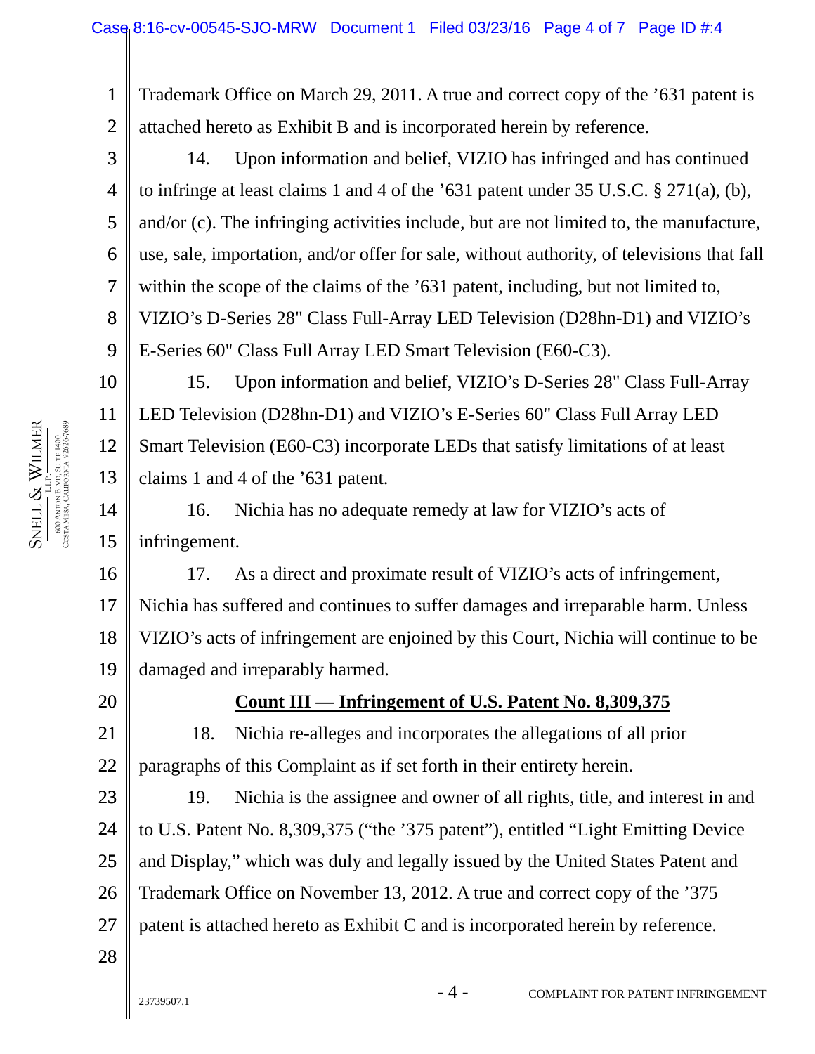Trademark Office on March 29, 2011. A true and correct copy of the ’631 patent is attached hereto as Exhibit B and is incorporated herein by reference.

14. Upon information and belief, VIZIO has infringed and has continued to infringe at least claims 1 and 4 of the ’631 patent under 35 U.S.C. § 271(a), (b), and/or (c). The infringing activities include, but are not limited to, the manufacture, use, sale, importation, and/or offer for sale, without authority, of televisions that fall within the scope of the claims of the ’631 patent, including, but not limited to, VIZIO’s D-Series 28" Class Full-Array LED Television (D28hn-D1) and VIZIO’s E-Series 60" Class Full Array LED Smart Television (E60-C3).

15. Upon information and belief, VIZIO’s D-Series 28" Class Full-Array LED Television (D28hn-D1) and VIZIO’s E-Series 60" Class Full Array LED Smart Television (E60-C3) incorporate LEDs that satisfy limitations of at least claims 1 and 4 of the ’631 patent.

16. Nichia has no adequate remedy at law for VIZIO’s acts of infringement.

17. As a direct and proximate result of VIZIO’s acts of infringement, Nichia has suffered and continues to suffer damages and irreparable harm. Unless VIZIO’s acts of infringement are enjoined by this Court, Nichia will continue to be damaged and irreparably harmed.

**Count III — Infringement of U.S. Patent No. 8,309,375**

18. Nichia re-alleges and incorporates the allegations of all prior paragraphs of this Complaint as if set forth in their entirety herein.

19. Nichia is the assignee and owner of all rights, title, and interest in and to U.S. Patent No. 8,309,375 (“the ’375 patent”), entitled “Light Emitting Device and Display,” which was duly and legally issued by the United States Patent and Trademark Office on November 13, 2012. A true and correct copy of the ’375 patent is attached hereto as Exhibit C and is incorporated herein by reference.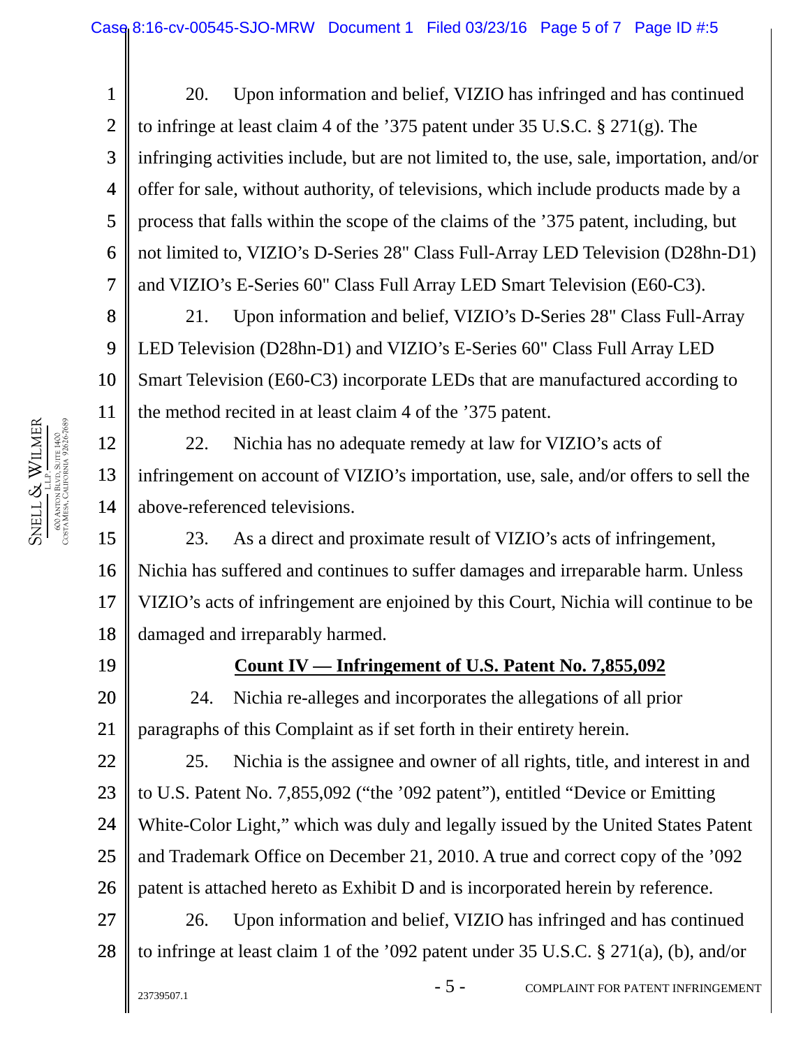20. Upon information and belief, VIZIO has infringed and has continued to infringe at least claim 4 of the '375 patent under 35 U.S.C. § 271(g). The infringing activities include, but are not limited to, the use, sale, importation, and/or offer for sale, without authority, of televisions, which include products made by a process that falls within the scope of the claims of the '375 patent, including, but not limited to, VIZIO's D-Series 28" Class Full-Array LED Television (D28hn-D1) and VIZIO's E-Series 60" Class Full Array LED Smart Television (E60-C3).

21. Upon information and belief, VIZIO's D-Series 28" Class Full-Array LED Television (D28hn-D1) and VIZIO's E-Series 60" Class Full Array LED Smart Television (E60-C3) incorporate LEDs that are manufactured according to the method recited in at least claim 4 of the '375 patent.

22. Nichia has no adequate remedy at law for VIZIO's acts of infringement on account of VIZIO's importation, use, sale, and/or offers to sell the above-referenced televisions.

23. As a direct and proximate result of VIZIO's acts of infringement, Nichia has suffered and continues to suffer damages and irreparable harm. Unless VIZIO's acts of infringement are enjoined by this Court, Nichia will continue to be damaged and irreparably harmed.

**Count IV — Infringement of U.S. Patent No. 7,855,092**

24. Nichia re-alleges and incorporates the allegations of all prior paragraphs of this Complaint as if set forth in their entirety herein.

25. Nichia is the assignee and owner of all rights, title, and interest in and to U.S. Patent No. 7,855,092 ("the '092 patent"), entitled "Device or Emitting White-Color Light," which was duly and legally issued by the United States Patent and Trademark Office on December 21, 2010. A true and correct copy of the '092 patent is attached hereto as Exhibit D and is incorporated herein by reference.

26. Upon information and belief, VIZIO has infringed and has continued to infringe at least claim 1 of the '092 patent under 35 U.S.C. § 271(a), (b), and/or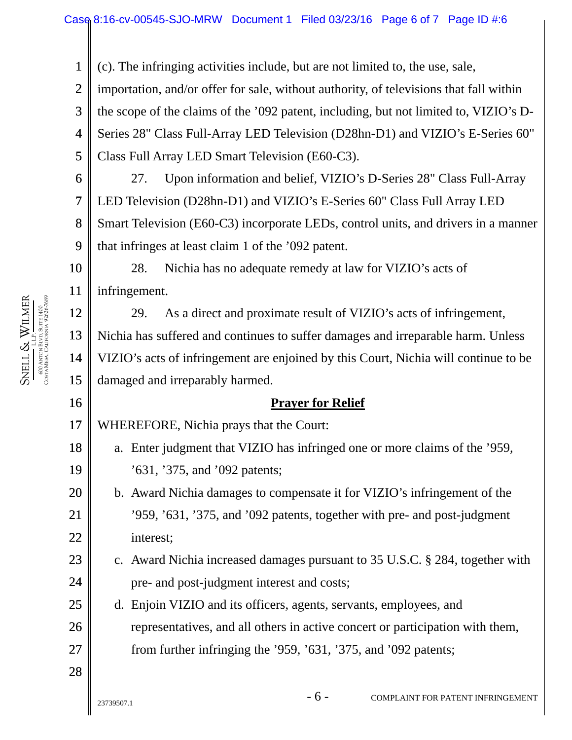(c). The infringing activities include, but are not limited to, the use, sale, importation, and/or offer for sale, without authority, of televisions that fall within the scope of the claims of the '092 patent, including, but not limited to, VIZIO's D-Series 28" Class Full-Array LED Television (D28hn-D1) and VIZIO's E-Series 60" Class Full Array LED Smart Television (E60-C3).

27. Upon information and belief, VIZIO's D-Series 28" Class Full-Array LED Television (D28hn-D1) and VIZIO's E-Series 60" Class Full Array LED Smart Television (E60-C3) incorporate LEDs, control units, and drivers in a manner that infringes at least claim 1 of the '092 patent.

28. Nichia has no adequate remedy at law for VIZIO's acts of infringement.

29. As a direct and proximate result of VIZIO's acts of infringement, Nichia has suffered and continues to suffer damages and irreparable harm. Unless VIZIO's acts of infringement are enjoined by this Court, Nichia will continue to be damaged and irreparably harmed.

## **Prayer for Relief**

WHEREFORE, Nichia prays that the Court:

a. Enter judgment that VIZIO has infringed one or more claims of the '959, '631, '375, and '092 patents;

b. Award Nichia damages to compensate it for VIZIO's infringement of the '959, '631, '375, and '092 patents, together with pre- and post-judgment interest;

c. Award Nichia increased damages pursuant to 35 U.S.C. § 284, together with pre- and post-judgment interest and costs;

d. Enjoin VIZIO and its officers, agents, servants, employees, and representatives, and all others in active concert or participation with them, from further infringing the '959, '631, '375, and '092 patents;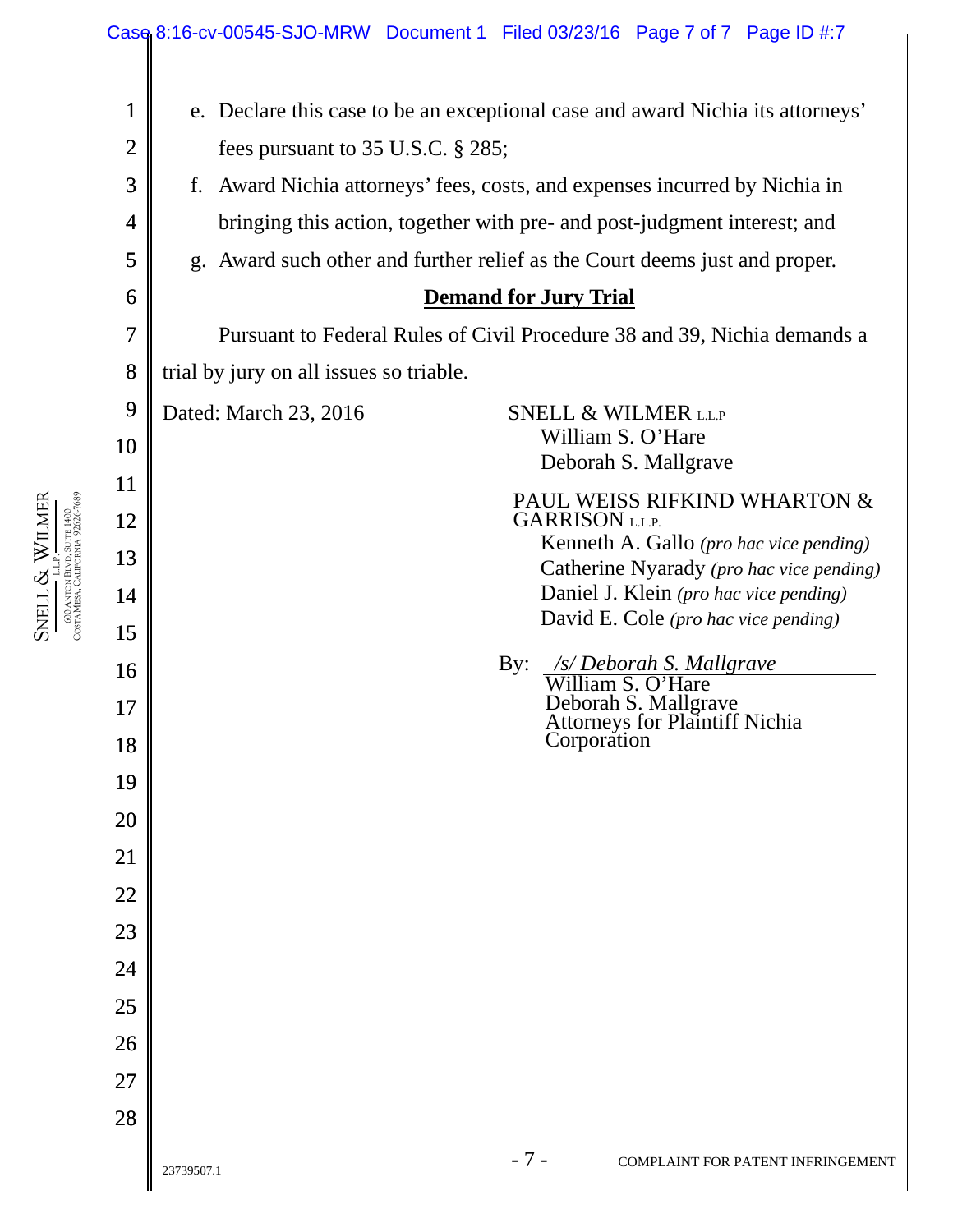e. Declare this case to be an exceptional case and award Nichia its attorneys' fees pursuant to 35 U.S.C. § 285;

f. Award Nichia attorneys' fees, costs, and expenses incurred by Nichia in bringing this action, together with pre- and post-judgment interest; and

g. Award such other and further relief as the Court deems just and proper.

## **Demand for Jury Trial**

Pursuant to Federal Rules of Civil Procedure 38 and 39, Nichia demands a trial by jury on all issues so triable.

Dated: March 23, 2016

SNELL & WILMER L.L.P
William S. O'Hare
Deborah S. Mallgrave

PAUL WEISS RIFKIND WHARTON & GARRISON L.L.P.
Kenneth A. Gallo *(pro hac vice pending)*
Catherine Nyarady *(pro hac vice pending)*
Daniel J. Klein *(pro hac vice pending)*
David E. Cole *(pro hac vice pending)*

By: *_/s/ Deborah S. Mallgrave_*
William S. O'Hare
Deborah S. Mallgrave
Attorneys for Plaintiff Nichia Corporation

23739507.1

COMPLAINT FOR PATENT INFRINGEMENT